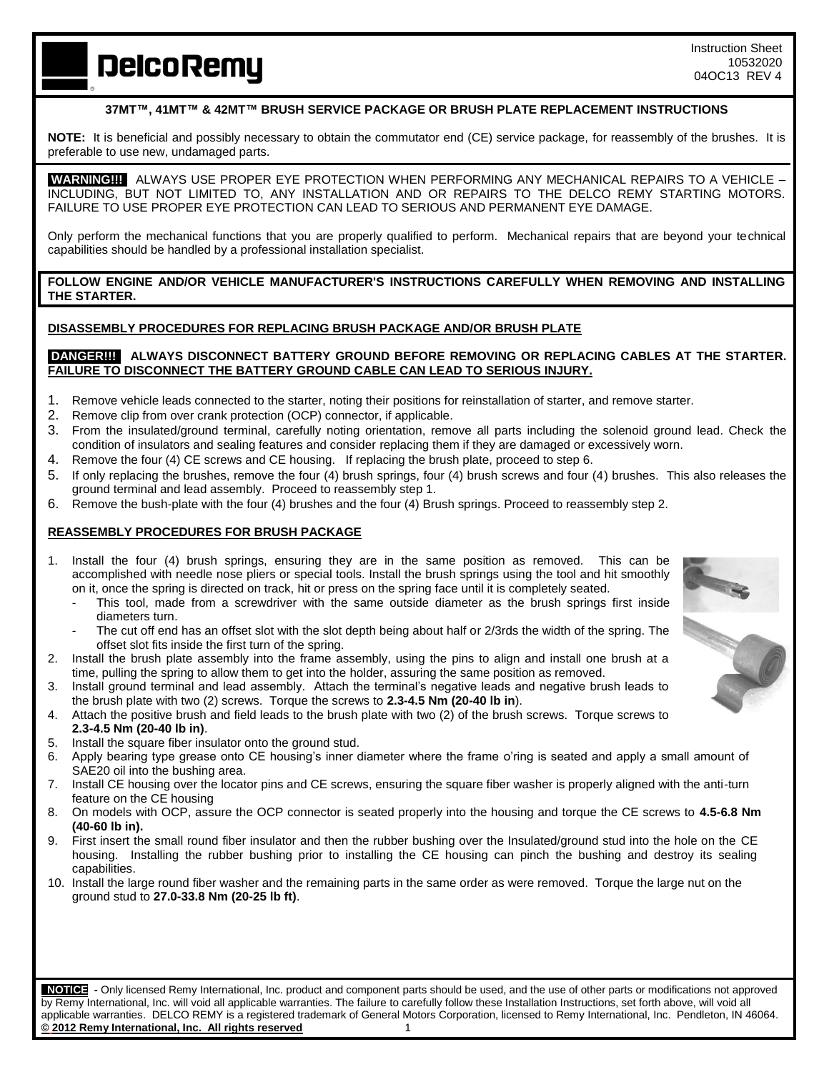Instruction Sheet
10532020
04OC13 REV 4

# DelcoRemy

## 37MT™, 41MT™ & 42MT™ BRUSH SERVICE PACKAGE OR BRUSH PLATE REPLACEMENT INSTRUCTIONS

**NOTE:** It is beneficial and possibly necessary to obtain the commutator end (CE) service package, for reassembly of the brushes. It is preferable to use new, undamaged parts.

**WARNING!!!** ALWAYS USE PROPER EYE PROTECTION WHEN PERFORMING ANY MECHANICAL REPAIRS TO A VEHICLE – INCLUDING, BUT NOT LIMITED TO, ANY INSTALLATION AND OR REPAIRS TO THE DELCO REMY STARTING MOTORS. FAILURE TO USE PROPER EYE PROTECTION CAN LEAD TO SERIOUS AND PERMANENT EYE DAMAGE.

Only perform the mechanical functions that you are properly qualified to perform. Mechanical repairs that are beyond your technical capabilities should be handled by a professional installation specialist.

**FOLLOW ENGINE AND/OR VEHICLE MANUFACTURER'S INSTRUCTIONS CAREFULLY WHEN REMOVING AND INSTALLING THE STARTER.**

### DISASSEMBLY PROCEDURES FOR REPLACING BRUSH PACKAGE AND/OR BRUSH PLATE

**DANGER!!! ALWAYS DISCONNECT BATTERY GROUND BEFORE REMOVING OR REPLACING CABLES AT THE STARTER. FAILURE TO DISCONNECT THE BATTERY GROUND CABLE CAN LEAD TO SERIOUS INJURY.**

1. Remove vehicle leads connected to the starter, noting their positions for reinstallation of starter, and remove starter.
2. Remove clip from over crank protection (OCP) connector, if applicable.
3. From the insulated/ground terminal, carefully noting orientation, remove all parts including the solenoid ground lead. Check the condition of insulators and sealing features and consider replacing them if they are damaged or excessively worn.
4. Remove the four (4) CE screws and CE housing. If replacing the brush plate, proceed to step 6.
5. If only replacing the brushes, remove the four (4) brush springs, four (4) brush screws and four (4) brushes. This also releases the ground terminal and lead assembly. Proceed to reassembly step 1.
6. Remove the bush-plate with the four (4) brushes and the four (4) Brush springs. Proceed to reassembly step 2.

### REASSEMBLY PROCEDURES FOR BRUSH PACKAGE

1. Install the four (4) brush springs, ensuring they are in the same position as removed. This can be accomplished with needle nose pliers or special tools. Install the brush springs using the tool and hit smoothly on it, once the spring is directed on track, hit or press on the spring face until it is completely seated.
   - This tool, made from a screwdriver with the same outside diameter as the brush springs first inside diameters turn.
   - The cut off end has an offset slot with the slot depth being about half or 2/3rds the width of the spring. The offset slot fits inside the first turn of the spring.
2. Install the brush plate assembly into the frame assembly, using the pins to align and install one brush at a time, pulling the spring to allow them to get into the holder, assuring the same position as removed.
3. Install ground terminal and lead assembly. Attach the terminal's negative leads and negative brush leads to the brush plate with two (2) screws. Torque the screws to **2.3-4.5 Nm (20-40 lb in**).
4. Attach the positive brush and field leads to the brush plate with two (2) of the brush screws. Torque screws to **2.3-4.5 Nm (20-40 lb in)**.
5. Install the square fiber insulator onto the ground stud.
6. Apply bearing type grease onto CE housing's inner diameter where the frame o'ring is seated and apply a small amount of SAE20 oil into the bushing area.
7. Install CE housing over the locator pins and CE screws, ensuring the square fiber washer is properly aligned with the anti-turn feature on the CE housing
8. On models with OCP, assure the OCP connector is seated properly into the housing and torque the CE screws to **4.5-6.8 Nm (40-60 lb in).**
9. First insert the small round fiber insulator and then the rubber bushing over the Insulated/ground stud into the hole on the CE housing. Installing the rubber bushing prior to installing the CE housing can pinch the bushing and destroy its sealing capabilities.
10. Install the large round fiber washer and the remaining parts in the same order as were removed. Torque the large nut on the ground stud to **27.0-33.8 Nm (20-25 lb ft)**.

**NOTICE** - Only licensed Remy International, Inc. product and component parts should be used, and the use of other parts or modifications not approved by Remy International, Inc. will void all applicable warranties. The failure to carefully follow these Installation Instructions, set forth above, will void all applicable warranties. DELCO REMY is a registered trademark of General Motors Corporation, licensed to Remy International, Inc. Pendleton, IN 46064.
**© 2012 Remy International, Inc. All rights reserved**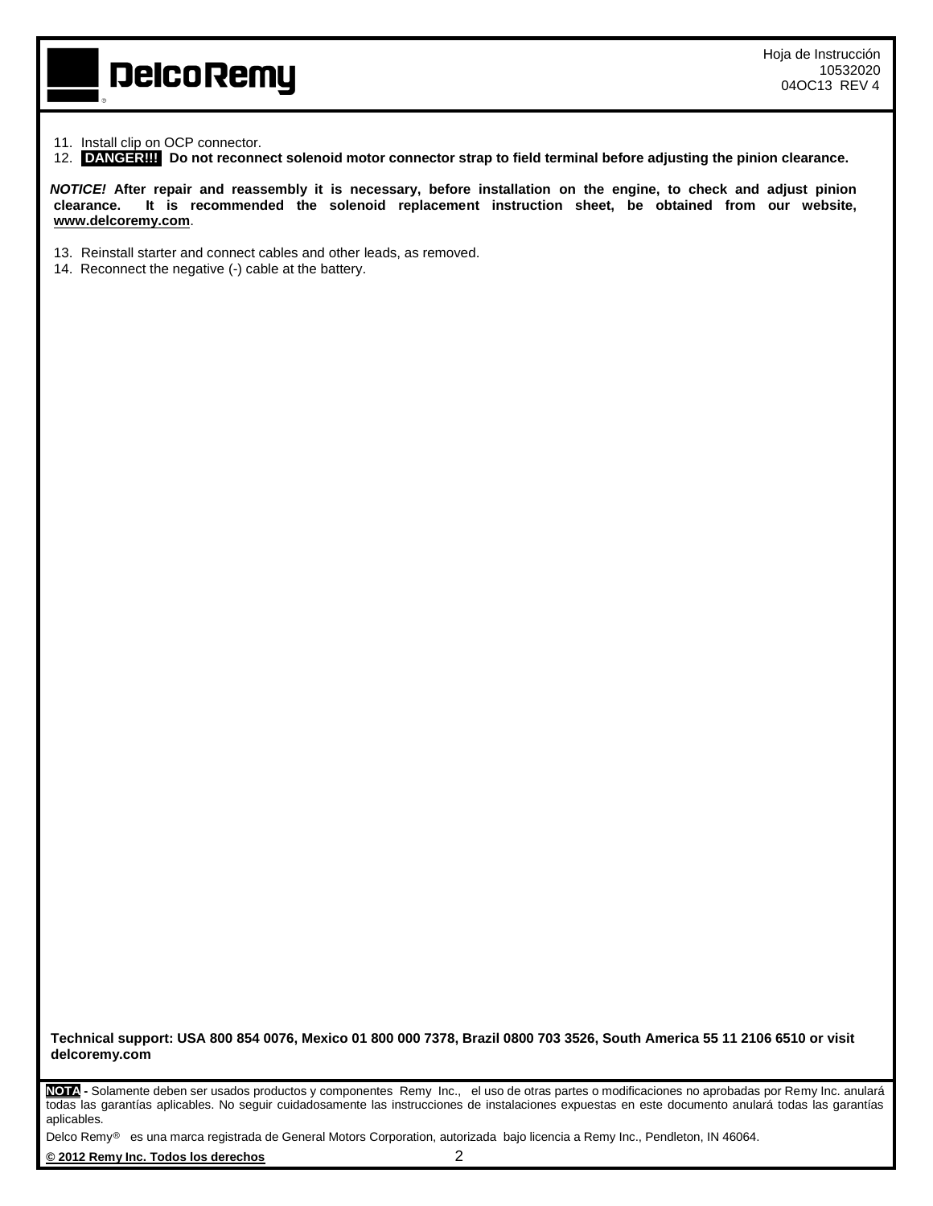11. Install clip on OCP connector.
12. **DANGER!!! Do not reconnect solenoid motor connector strap to field terminal before adjusting the pinion clearance.**

***NOTICE!*** **After repair and reassembly it is necessary, before installation on the engine, to check and adjust pinion clearance. It is recommended the solenoid replacement instruction sheet, be obtained from our website, www.delcoremy.com**.

13. Reinstall starter and connect cables and other leads, as removed.
14. Reconnect the negative (-) cable at the battery.

**Technical support: USA 800 854 0076, Mexico 01 800 000 7378, Brazil 0800 703 3526, South America 55 11 2106 6510 or visit delcoremy.com**

**NOTA** - Solamente deben ser usados productos y componentes Remy Inc., el uso de otras partes o modificaciones no aprobadas por Remy Inc. anulará todas las garantías aplicables. No seguir cuidadosamente las instrucciones de instalaciones expuestas en este documento anulará todas las garantías aplicables.

Delco Remy® es una marca registrada de General Motors Corporation, autorizada bajo licencia a Remy Inc., Pendleton, IN 46064.

**© 2012 Remy Inc. Todos los derechos**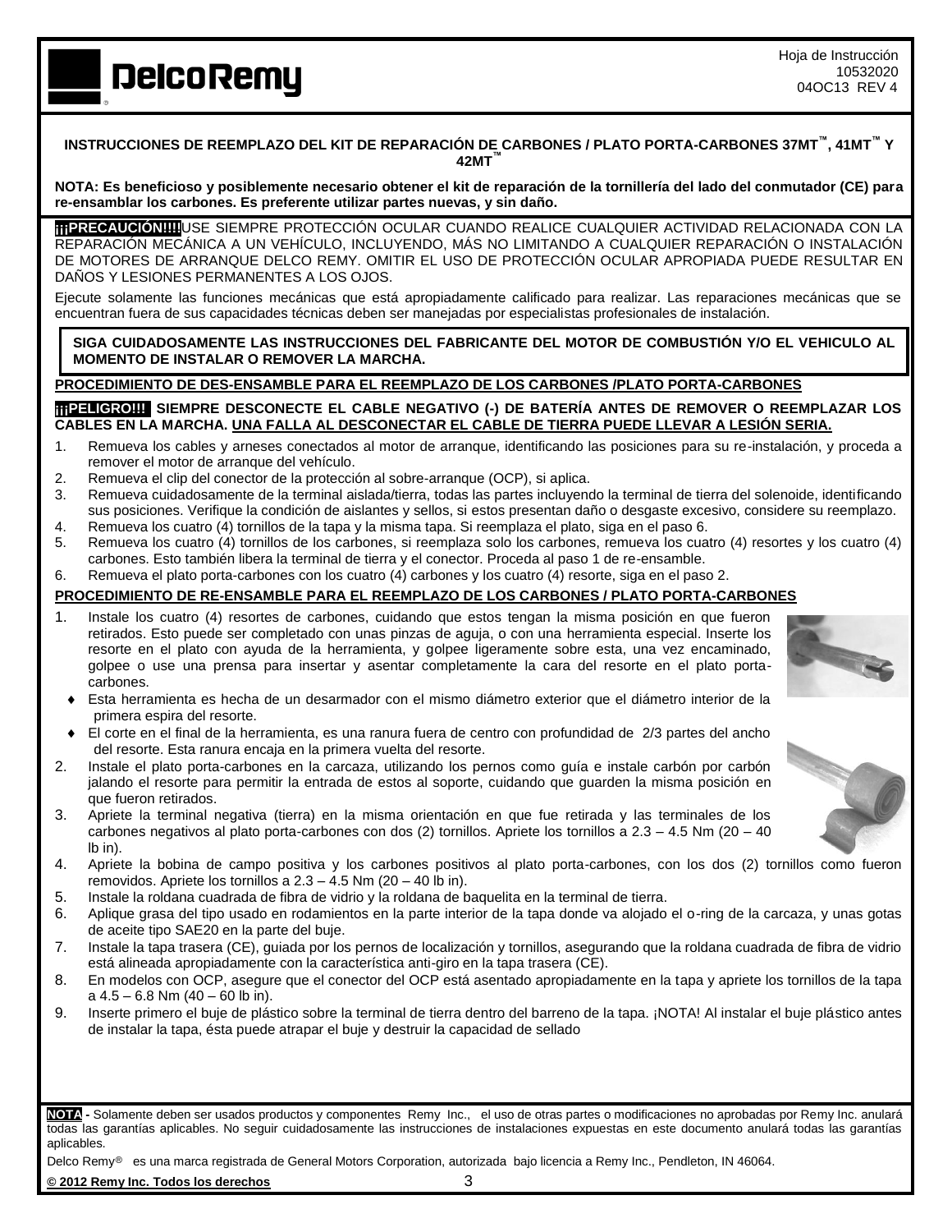**DelcoRemy**

Hoja de Instrucción
10532020
04OC13 REV 4

**INSTRUCCIONES DE REEMPLAZO DEL KIT DE REPARACIÓN DE CARBONES / PLATO PORTA-CARBONES 37MT™, 41MT™ Y 42MT™**

**NOTA: Es beneficioso y posiblemente necesario obtener el kit de reparación de la tornillería del lado del conmutador (CE) para re-ensamblar los carbones. Es preferente utilizar partes nuevas, y sin daño.**

**¡¡¡PRECAUCIÓN!!!!** USE SIEMPRE PROTECCIÓN OCULAR CUANDO REALICE CUALQUIER ACTIVIDAD RELACIONADA CON LA REPARACIÓN MECÁNICA A UN VEHÍCULO, INCLUYENDO, MÁS NO LIMITANDO A CUALQUIER REPARACIÓN O INSTALACIÓN DE MOTORES DE ARRANQUE DELCO REMY. OMITIR EL USO DE PROTECCIÓN OCULAR APROPIADA PUEDE RESULTAR EN DAÑOS Y LESIONES PERMANENTES A LOS OJOS.

Ejecute solamente las funciones mecánicas que está apropiadamente calificado para realizar. Las reparaciones mecánicas que se encuentran fuera de sus capacidades técnicas deben ser manejadas por especialistas profesionales de instalación.

**SIGA CUIDADOSAMENTE LAS INSTRUCCIONES DEL FABRICANTE DEL MOTOR DE COMBUSTIÓN Y/O EL VEHICULO AL MOMENTO DE INSTALAR O REMOVER LA MARCHA.**

## PROCEDIMIENTO DE DES-ENSAMBLE PARA EL REEMPLAZO DE LOS CARBONES /PLATO PORTA-CARBONES

**¡¡¡PELIGRO!!! SIEMPRE DESCONECTE EL CABLE NEGATIVO (-) DE BATERÍA ANTES DE REMOVER O REEMPLAZAR LOS CABLES EN LA MARCHA. UNA FALLA AL DESCONECTAR EL CABLE DE TIERRA PUEDE LLEVAR A LESIÓN SERIA.**

1. Remueva los cables y arneses conectados al motor de arranque, identificando las posiciones para su re-instalación, y proceda a remover el motor de arranque del vehículo.
2. Remueva el clip del conector de la protección al sobre-arranque (OCP), si aplica.
3. Remueva cuidadosamente de la terminal aislada/tierra, todas las partes incluyendo la terminal de tierra del solenoide, identificando sus posiciones. Verifique la condición de aislantes y sellos, si estos presentan daño o desgaste excesivo, considere su reemplazo.
4. Remueva los cuatro (4) tornillos de la tapa y la misma tapa. Si reemplaza el plato, siga en el paso 6.
5. Remueva los cuatro (4) tornillos de los carbones, si reemplaza solo los carbones, remueva los cuatro (4) resortes y los cuatro (4) carbones. Esto también libera la terminal de tierra y el conector. Proceda al paso 1 de re-ensamble.
6. Remueva el plato porta-carbones con los cuatro (4) carbones y los cuatro (4) resorte, siga en el paso 2.

## PROCEDIMIENTO DE RE-ENSAMBLE PARA EL REEMPLAZO DE LOS CARBONES / PLATO PORTA-CARBONES

1. Instale los cuatro (4) resortes de carbones, cuidando que estos tengan la misma posición en que fueron retirados. Esto puede ser completado con unas pinzas de aguja, o con una herramienta especial. Inserte los resorte en el plato con ayuda de la herramienta, y golpee ligeramente sobre esta, una vez encaminado, golpee o use una prensa para insertar y asentar completamente la cara del resorte en el plato porta-carbones.
   - Esta herramienta es hecha de un desarmador con el mismo diámetro exterior que el diámetro interior de la primera espira del resorte.
   - El corte en el final de la herramienta, es una ranura fuera de centro con profundidad de 2/3 partes del ancho del resorte. Esta ranura encaja en la primera vuelta del resorte.
2. Instale el plato porta-carbones en la carcaza, utilizando los pernos como guía e instale carbón por carbón jalando el resorte para permitir la entrada de estos al soporte, cuidando que guarden la misma posición en que fueron retirados.
3. Apriete la terminal negativa (tierra) en la misma orientación en que fue retirada y las terminales de los carbones negativos al plato porta-carbones con dos (2) tornillos. Apriete los tornillos a 2.3 – 4.5 Nm (20 – 40 lb in).
4. Apriete la bobina de campo positiva y los carbones positivos al plato porta-carbones, con los dos (2) tornillos como fueron removidos. Apriete los tornillos a 2.3 – 4.5 Nm (20 – 40 lb in).
5. Instale la roldana cuadrada de fibra de vidrio y la roldana de baquelita en la terminal de tierra.
6. Aplique grasa del tipo usado en rodamientos en la parte interior de la tapa donde va alojado el o-ring de la carcaza, y unas gotas de aceite tipo SAE20 en la parte del buje.
7. Instale la tapa trasera (CE), guiada por los pernos de localización y tornillos, asegurando que la roldana cuadrada de fibra de vidrio está alineada apropiadamente con la característica anti-giro en la tapa trasera (CE).
8. En modelos con OCP, asegure que el conector del OCP está asentado apropiadamente en la tapa y apriete los tornillos de la tapa a 4.5 – 6.8 Nm (40 – 60 lb in).
9. Inserte primero el buje de plástico sobre la terminal de tierra dentro del barreno de la tapa. ¡NOTA! Al instalar el buje plástico antes de instalar la tapa, ésta puede atrapar el buje y destruir la capacidad de sellado

**NOTA** - Solamente deben ser usados productos y componentes Remy Inc., el uso de otras partes o modificaciones no aprobadas por Remy Inc. anulará todas las garantías aplicables. No seguir cuidadosamente las instrucciones de instalaciones expuestas en este documento anulará todas las garantías aplicables.

Delco Remy® es una marca registrada de General Motors Corporation, autorizada bajo licencia a Remy Inc., Pendleton, IN 46064.

**© 2012 Remy Inc. Todos los derechos**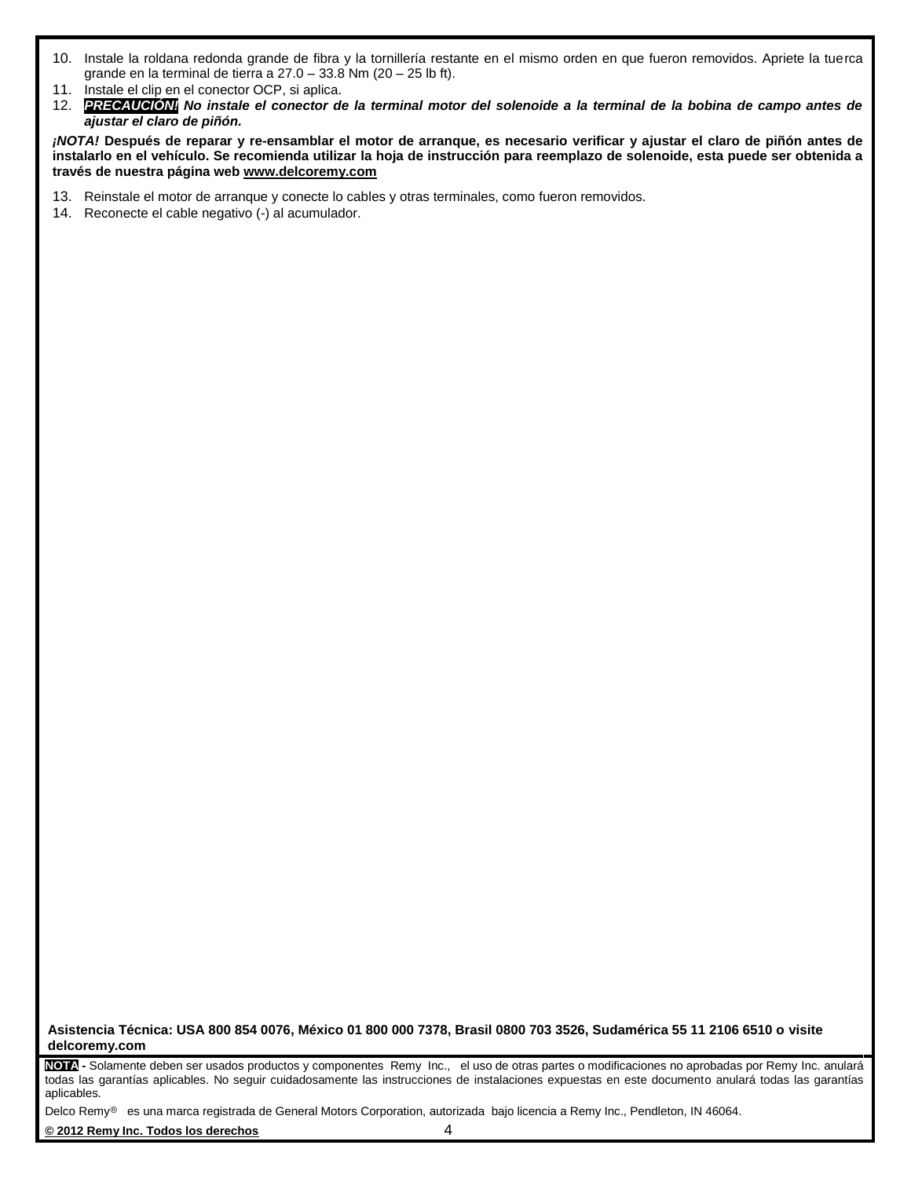10. Instale la roldana redonda grande de fibra y la tornillería restante en el mismo orden en que fueron removidos. Apriete la tuerca grande en la terminal de tierra a 27.0 – 33.8 Nm (20 – 25 lb ft).
11. Instale el clip en el conector OCP, si aplica.
12. ***PRECAUCIÓN! No instale el conector de la terminal motor del solenoide a la terminal de la bobina de campo antes de ajustar el claro de piñón.***

**_¡NOTA!_ Después de reparar y re-ensamblar el motor de arranque, es necesario verificar y ajustar el claro de piñón antes de instalarlo en el vehículo. Se recomienda utilizar la hoja de instrucción para reemplazo de solenoide, esta puede ser obtenida a través de nuestra página web www.delcoremy.com**

13. Reinstale el motor de arranque y conecte lo cables y otras terminales, como fueron removidos.
14. Reconecte el cable negativo (-) al acumulador.

**Asistencia Técnica: USA 800 854 0076, México 01 800 000 7378, Brasil 0800 703 3526, Sudamérica 55 11 2106 6510 o visite delcoremy.com**

**NOTA** - Solamente deben ser usados productos y componentes Remy Inc., el uso de otras partes o modificaciones no aprobadas por Remy Inc. anulará todas las garantías aplicables. No seguir cuidadosamente las instrucciones de instalaciones expuestas en este documento anulará todas las garantías aplicables.

Delco Remy® es una marca registrada de General Motors Corporation, autorizada bajo licencia a Remy Inc., Pendleton, IN 46064.

**© 2012 Remy Inc. Todos los derechos**